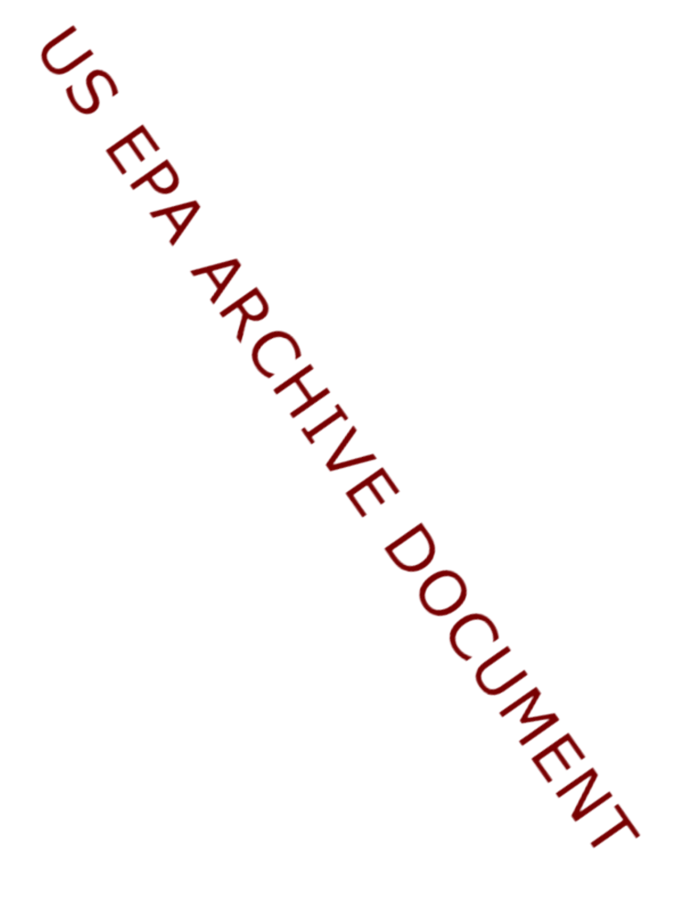US EPA ARCHIVE DOCUMENT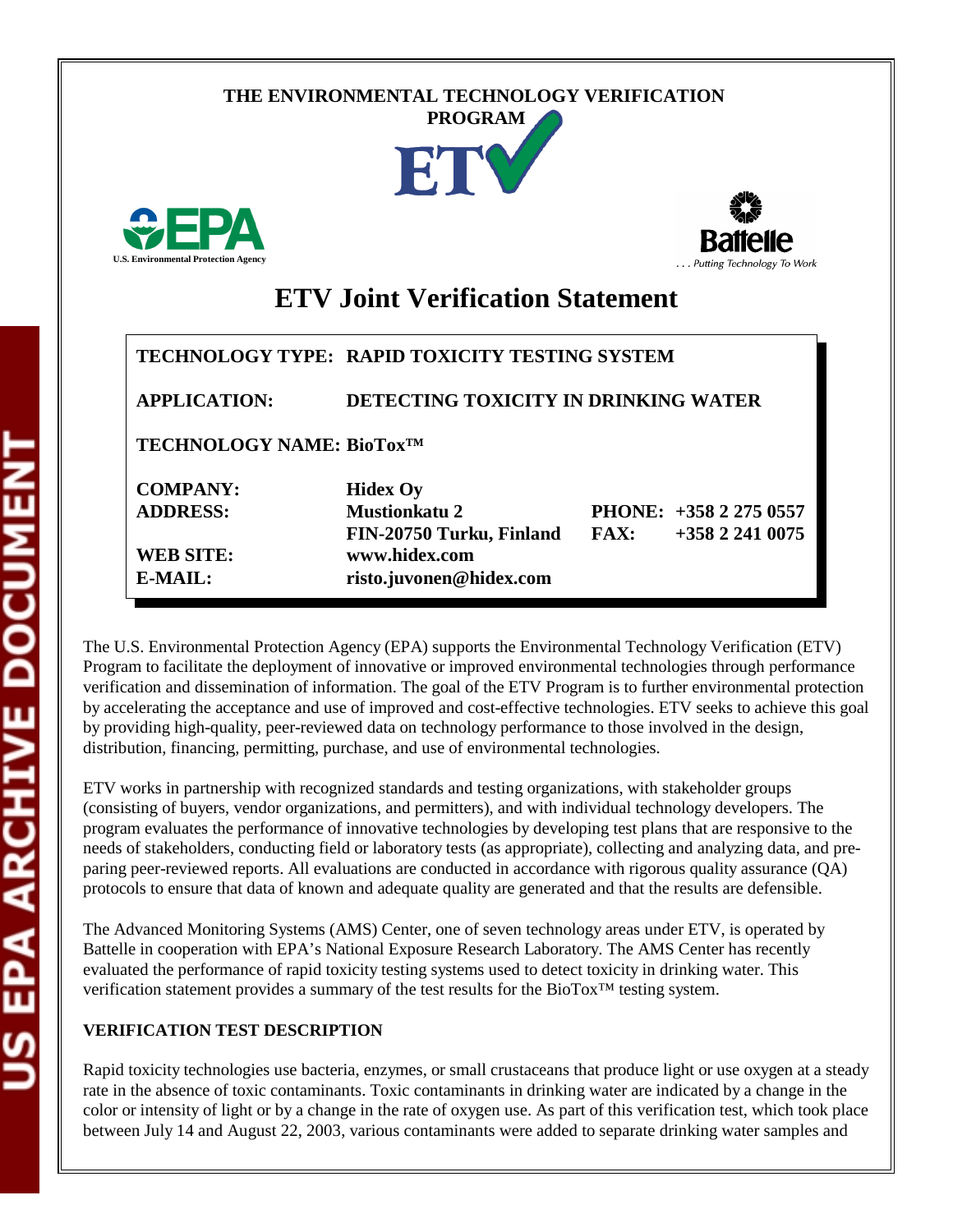THE ENVIRONMENTAL TECHNOLOGY VERIFICATION PROGRAM

U.S. Environmental Protection Agency

Battelle

. . . Putting Technology To Work

# ETV Joint Verification Statement

| | | | |
|---|---|---|---|
| **TECHNOLOGY TYPE:** | **RAPID TOXICITY TESTING SYSTEM** | | |
| **APPLICATION:** | **DETECTING TOXICITY IN DRINKING WATER** | | |
| **TECHNOLOGY NAME:** | **BioTox™** | | |
| **COMPANY:** | **Hidex Oy** | | |
| **ADDRESS:** | **Mustionkatu 2** | **PHONE:** | **+358 2 275 0557** |
| | **FIN-20750 Turku, Finland** | **FAX:** | **+358 2 241 0075** |
| **WEB SITE:** | **www.hidex.com** | | |
| **E-MAIL:** | **risto.juvonen@hidex.com** | | |

The U.S. Environmental Protection Agency (EPA) supports the Environmental Technology Verification (ETV) Program to facilitate the deployment of innovative or improved environmental technologies through performance verification and dissemination of information. The goal of the ETV Program is to further environmental protection by accelerating the acceptance and use of improved and cost-effective technologies. ETV seeks to achieve this goal by providing high-quality, peer-reviewed data on technology performance to those involved in the design, distribution, financing, permitting, purchase, and use of environmental technologies.

ETV works in partnership with recognized standards and testing organizations, with stakeholder groups (consisting of buyers, vendor organizations, and permitters), and with individual technology developers. The program evaluates the performance of innovative technologies by developing test plans that are responsive to the needs of stakeholders, conducting field or laboratory tests (as appropriate), collecting and analyzing data, and preparing peer-reviewed reports. All evaluations are conducted in accordance with rigorous quality assurance (QA) protocols to ensure that data of known and adequate quality are generated and that the results are defensible.

The Advanced Monitoring Systems (AMS) Center, one of seven technology areas under ETV, is operated by Battelle in cooperation with EPA's National Exposure Research Laboratory. The AMS Center has recently evaluated the performance of rapid toxicity testing systems used to detect toxicity in drinking water. This verification statement provides a summary of the test results for the BioTox™ testing system.

## VERIFICATION TEST DESCRIPTION

Rapid toxicity technologies use bacteria, enzymes, or small crustaceans that produce light or use oxygen at a steady rate in the absence of toxic contaminants. Toxic contaminants in drinking water are indicated by a change in the color or intensity of light or by a change in the rate of oxygen use. As part of this verification test, which took place between July 14 and August 22, 2003, various contaminants were added to separate drinking water samples and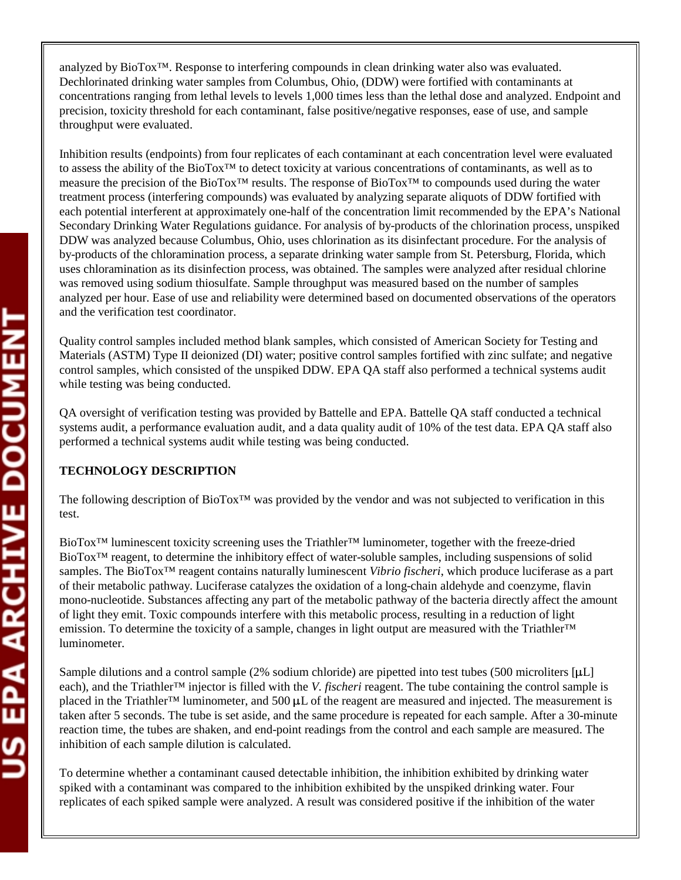analyzed by BioTox™. Response to interfering compounds in clean drinking water also was evaluated. Dechlorinated drinking water samples from Columbus, Ohio, (DDW) were fortified with contaminants at concentrations ranging from lethal levels to levels 1,000 times less than the lethal dose and analyzed. Endpoint and precision, toxicity threshold for each contaminant, false positive/negative responses, ease of use, and sample throughput were evaluated.

Inhibition results (endpoints) from four replicates of each contaminant at each concentration level were evaluated to assess the ability of the BioTox™ to detect toxicity at various concentrations of contaminants, as well as to measure the precision of the BioTox™ results. The response of BioTox™ to compounds used during the water treatment process (interfering compounds) was evaluated by analyzing separate aliquots of DDW fortified with each potential interferent at approximately one-half of the concentration limit recommended by the EPA's National Secondary Drinking Water Regulations guidance. For analysis of by-products of the chlorination process, unspiked DDW was analyzed because Columbus, Ohio, uses chlorination as its disinfectant procedure. For the analysis of by-products of the chloramination process, a separate drinking water sample from St. Petersburg, Florida, which uses chloramination as its disinfection process, was obtained. The samples were analyzed after residual chlorine was removed using sodium thiosulfate. Sample throughput was measured based on the number of samples analyzed per hour. Ease of use and reliability were determined based on documented observations of the operators and the verification test coordinator.

Quality control samples included method blank samples, which consisted of American Society for Testing and Materials (ASTM) Type II deionized (DI) water; positive control samples fortified with zinc sulfate; and negative control samples, which consisted of the unspiked DDW. EPA QA staff also performed a technical systems audit while testing was being conducted.

QA oversight of verification testing was provided by Battelle and EPA. Battelle QA staff conducted a technical systems audit, a performance evaluation audit, and a data quality audit of 10% of the test data. EPA QA staff also performed a technical systems audit while testing was being conducted.

**TECHNOLOGY DESCRIPTION**

The following description of BioTox™ was provided by the vendor and was not subjected to verification in this test.

BioTox™ luminescent toxicity screening uses the Triathler™ luminometer, together with the freeze-dried BioTox™ reagent, to determine the inhibitory effect of water-soluble samples, including suspensions of solid samples. The BioTox™ reagent contains naturally luminescent *Vibrio fischeri*, which produce luciferase as a part of their metabolic pathway. Luciferase catalyzes the oxidation of a long-chain aldehyde and coenzyme, flavin mono-nucleotide. Substances affecting any part of the metabolic pathway of the bacteria directly affect the amount of light they emit. Toxic compounds interfere with this metabolic process, resulting in a reduction of light emission. To determine the toxicity of a sample, changes in light output are measured with the Triathler™ luminometer.

Sample dilutions and a control sample (2% sodium chloride) are pipetted into test tubes (500 microliters [μL] each), and the Triathler™ injector is filled with the *V. fischeri* reagent. The tube containing the control sample is placed in the Triathler™ luminometer, and 500 μL of the reagent are measured and injected. The measurement is taken after 5 seconds. The tube is set aside, and the same procedure is repeated for each sample. After a 30-minute reaction time, the tubes are shaken, and end-point readings from the control and each sample are measured. The inhibition of each sample dilution is calculated.

To determine whether a contaminant caused detectable inhibition, the inhibition exhibited by drinking water spiked with a contaminant was compared to the inhibition exhibited by the unspiked drinking water. Four replicates of each spiked sample were analyzed. A result was considered positive if the inhibition of the water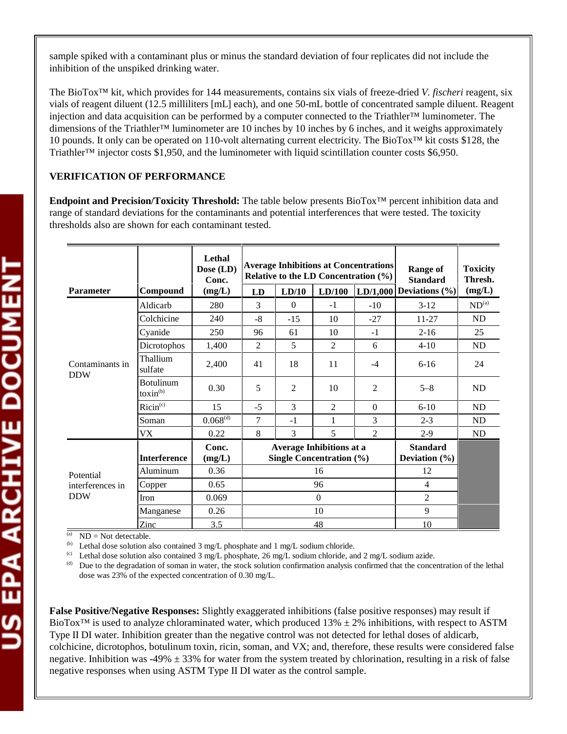sample spiked with a contaminant plus or minus the standard deviation of four replicates did not include the inhibition of the unspiked drinking water.

The BioTox™ kit, which provides for 144 measurements, contains six vials of freeze-dried *V. fischeri* reagent, six vials of reagent diluent (12.5 milliliters [mL] each), and one 50-mL bottle of concentrated sample diluent. Reagent injection and data acquisition can be performed by a computer connected to the Triathler™ luminometer. The dimensions of the Triathler™ luminometer are 10 inches by 10 inches by 6 inches, and it weighs approximately 10 pounds. It only can be operated on 110-volt alternating current electricity. The BioTox™ kit costs $128, the Triathler™ injector costs $1,950, and the luminometer with liquid scintillation counter costs $6,950.

**VERIFICATION OF PERFORMANCE**

**Endpoint and Precision/Toxicity Threshold:** The table below presents BioTox™ percent inhibition data and range of standard deviations for the contaminants and potential interferences that were tested. The toxicity thresholds also are shown for each contaminant tested.

| Parameter | Compound | Lethal Dose (LD) Conc. (mg/L) | Average Inhibitions at Concentrations Relative to the LD Concentration (%) | | | | Range of Standard Deviations (%) | Toxicity Thresh. (mg/L) |
|---|---|---|---|---|---|---|---|---|
| | | | LD | LD/10 | LD/100 | LD/1,000 | | |
| Contaminants in DDW | Aldicarb | 280 | 3 | 0 | -1 | -10 | 3-12 | ND[a] |
| | Colchicine | 240 | -8 | -15 | 10 | -27 | 11-27 | ND |
| | Cyanide | 250 | 96 | 61 | 10 | -1 | 2-16 | 25 |
| | Dicrotophos | 1,400 | 2 | 5 | 2 | 6 | 4-10 | ND |
| | Thallium sulfate | 2,400 | 41 | 18 | 11 | -4 | 6-16 | 24 |
| | Botulinum toxin[b] | 0.30 | 5 | 2 | 10 | 2 | 5–8 | ND |
| | Ricin[c] | 15 | -5 | 3 | 2 | 0 | 6-10 | ND |
| | Soman | 0.068[d] | 7 | -1 | 1 | 3 | 2-3 | ND |
| | VX | 0.22 | 8 | 3 | 5 | 2 | 2-9 | ND |
| Potential interferences in DDW | **Interference** | **Conc. (mg/L)** | **Average Inhibitions at a Single Concentration (%)** | | | | **Standard Deviation (%)** | |
| | Aluminum | 0.36 | 16 | | | | 12 | |
| | Copper | 0.65 | 96 | | | | 4 | |
| | Iron | 0.069 | 0 | | | | 2 | |
| | Manganese | 0.26 | 10 | | | | 9 | |
| | Zinc | 3.5 | 48 | | | | 10 | |

[a] ND = Not detectable.
[b] Lethal dose solution also contained 3 mg/L phosphate and 1 mg/L sodium chloride.
[c] Lethal dose solution also contained 3 mg/L phosphate, 26 mg/L sodium chloride, and 2 mg/L sodium azide.
[d] Due to the degradation of soman in water, the stock solution confirmation analysis confirmed that the concentration of the lethal dose was 23% of the expected concentration of 0.30 mg/L.

**False Positive/Negative Responses:** Slightly exaggerated inhibitions (false positive responses) may result if BioTox™ is used to analyze chloraminated water, which produced 13% ± 2% inhibitions, with respect to ASTM Type II DI water. Inhibition greater than the negative control was not detected for lethal doses of aldicarb, colchicine, dicrotophos, botulinum toxin, ricin, soman, and VX; and, therefore, these results were considered false negative. Inhibition was -49% ± 33% for water from the system treated by chlorination, resulting in a risk of false negative responses when using ASTM Type II DI water as the control sample.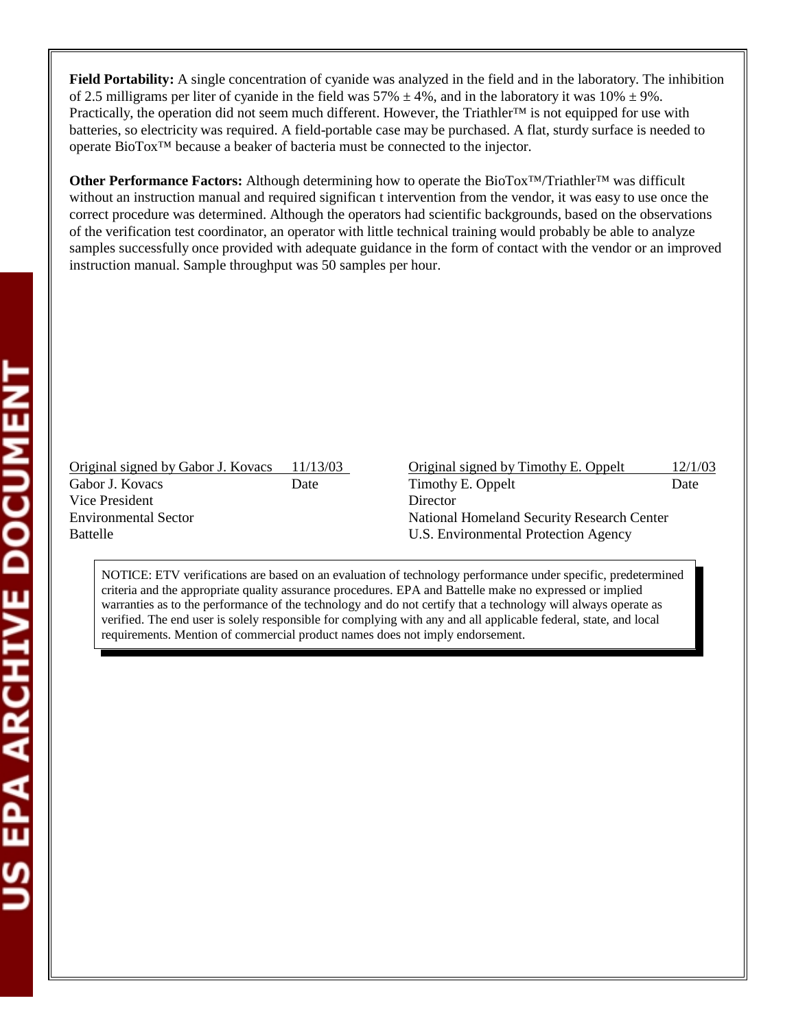**Field Portability:** A single concentration of cyanide was analyzed in the field and in the laboratory. The inhibition of 2.5 milligrams per liter of cyanide in the field was 57% ± 4%, and in the laboratory it was 10% ± 9%. Practically, the operation did not seem much different. However, the Triathler™ is not equipped for use with batteries, so electricity was required. A field-portable case may be purchased. A flat, sturdy surface is needed to operate BioTox™ because a beaker of bacteria must be connected to the injector.

**Other Performance Factors:** Although determining how to operate the BioTox™/Triathler™ was difficult without an instruction manual and required significan t intervention from the vendor, it was easy to use once the correct procedure was determined. Although the operators had scientific backgrounds, based on the observations of the verification test coordinator, an operator with little technical training would probably be able to analyze samples successfully once provided with adequate guidance in the form of contact with the vendor or an improved instruction manual. Sample throughput was 50 samples per hour.

Original signed by Gabor J. Kovacs 11/13/03
Gabor J. Kovacs Date
Vice President
Environmental Sector
Battelle

Original signed by Timothy E. Oppelt 12/1/03
Timothy E. Oppelt Date
Director
National Homeland Security Research Center
U.S. Environmental Protection Agency

NOTICE: ETV verifications are based on an evaluation of technology performance under specific, predetermined criteria and the appropriate quality assurance procedures. EPA and Battelle make no expressed or implied warranties as to the performance of the technology and do not certify that a technology will always operate as verified. The end user is solely responsible for complying with any and all applicable federal, state, and local requirements. Mention of commercial product names does not imply endorsement.

US EPA ARCHIVE DOCUMENT